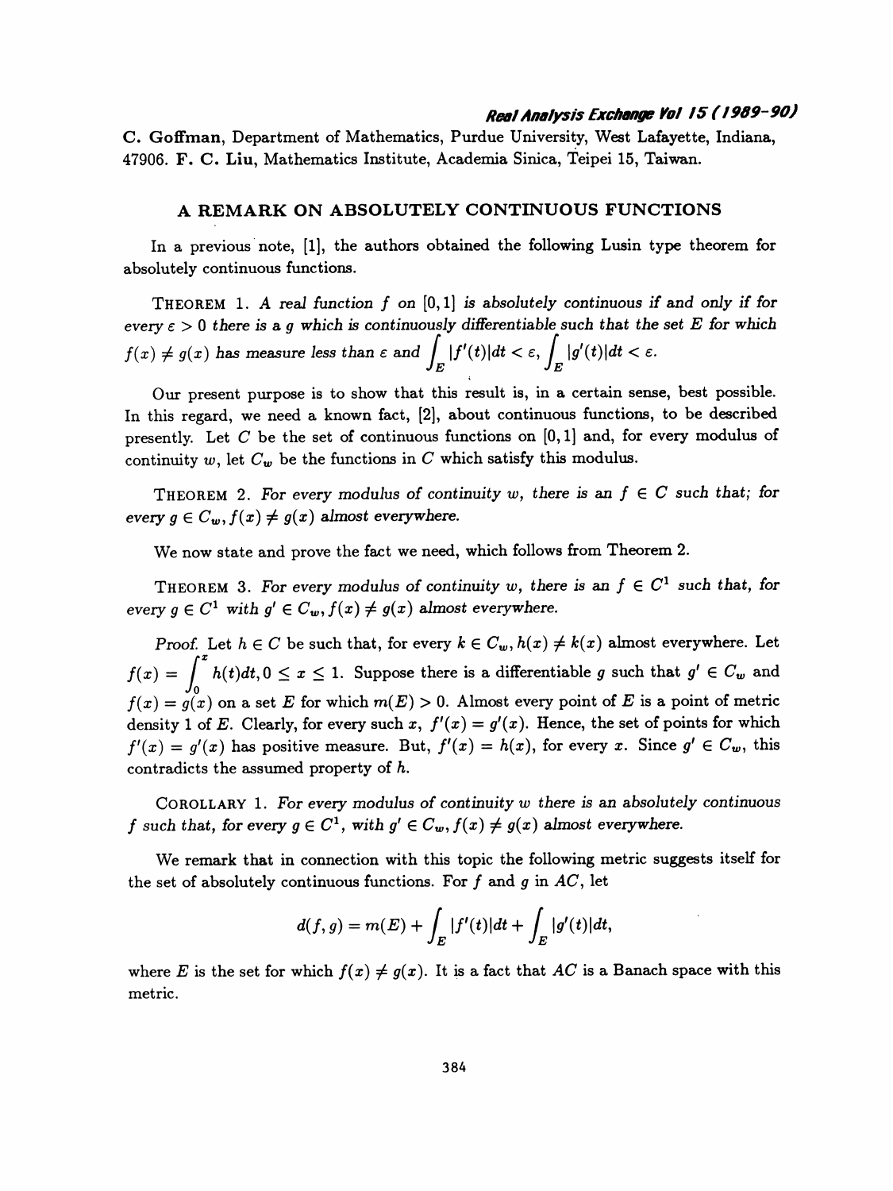C. Goffman, Department of Mathematics, Purdue University, West Lafayette, Indiana, 47906. F. C. Liu, Mathematics Institute, Academia Sinica, Teipei 15, Taiwan.

## A REMARK ON ABSOLUTELY CONTINUOUS FUNCTIONS

In a previous note, [1], the authors obtained the following Lusin type theorem for absolutely continuous functions.

THEOREM 1. *A real function $f$ on $[0,1]$ is absolutely continuous if and only if for every $\varepsilon > 0$ there is a $g$ which is continuously differentiable such that the set $E$ for which $f(x) \neq g(x)$ has measure less than $\varepsilon$ and $\int_E |f'(t)|dt < \varepsilon$, $\int_E |g'(t)|dt < \varepsilon$.*

Our present purpose is to show that this result is, in a certain sense, best possible. In this regard, we need a known fact, [2], about continuous functions, to be described presently. Let $C$ be the set of continuous functions on $[0,1]$ and, for every modulus of continuity $w$, let $C_w$ be the functions in $C$ which satisfy this modulus.

THEOREM 2. *For every modulus of continuity $w$, there is an $f \in C$ such that; for every $g \in C_w, f(x) \neq g(x)$ almost everywhere.*

We now state and prove the fact we need, which follows from Theorem 2.

THEOREM 3. *For every modulus of continuity $w$, there is an $f \in C^1$ such that, for every $g \in C^1$ with $g' \in C_w, f(x) \neq g(x)$ almost everywhere.*

*Proof.* Let $h \in C$ be such that, for every $k \in C_w, h(x) \neq k(x)$ almost everywhere. Let $f(x) = \int_0^x h(t)dt, 0 \leq x \leq 1$. Suppose there is a differentiable $g$ such that $g' \in C_w$ and $f(x) = g(x)$ on a set $E$ for which $m(E) > 0$. Almost every point of $E$ is a point of metric density 1 of $E$. Clearly, for every such $x$, $f'(x) = g'(x)$. Hence, the set of points for which $f'(x) = g'(x)$ has positive measure. But, $f'(x) = h(x)$, for every $x$. Since $g' \in C_w$, this contradicts the assumed property of $h$.

COROLLARY 1. *For every modulus of continuity $w$ there is an absolutely continuous $f$ such that, for every $g \in C^1$, with $g' \in C_w, f(x) \neq g(x)$ almost everywhere.*

We remark that in connection with this topic the following metric suggests itself for the set of absolutely continuous functions. For $f$ and $g$ in $AC$, let

$$d(f,g) = m(E) + \int_E |f'(t)|dt + \int_E |g'(t)|dt,$$

where $E$ is the set for which $f(x) \neq g(x)$. It is a fact that $AC$ is a Banach space with this metric.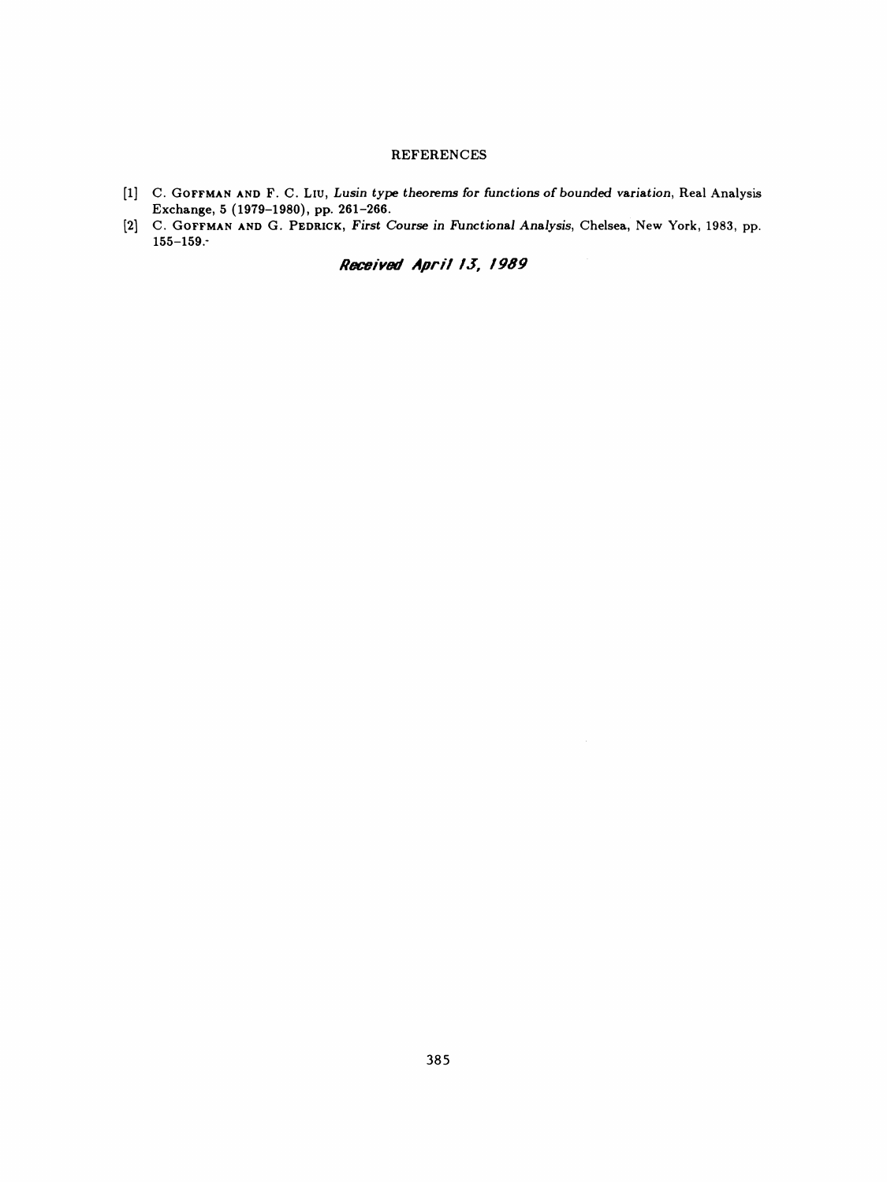## REFERENCES

[1] C. GOFFMAN AND F. C. LIU, *Lusin type theorems for functions of bounded variation*, Real Analysis Exchange, 5 (1979–1980), pp. 261–266.

[2] C. GOFFMAN AND G. PEDRICK, *First Course in Functional Analysis*, Chelsea, New York, 1983, pp. 155–159.

***Received April 13, 1989***